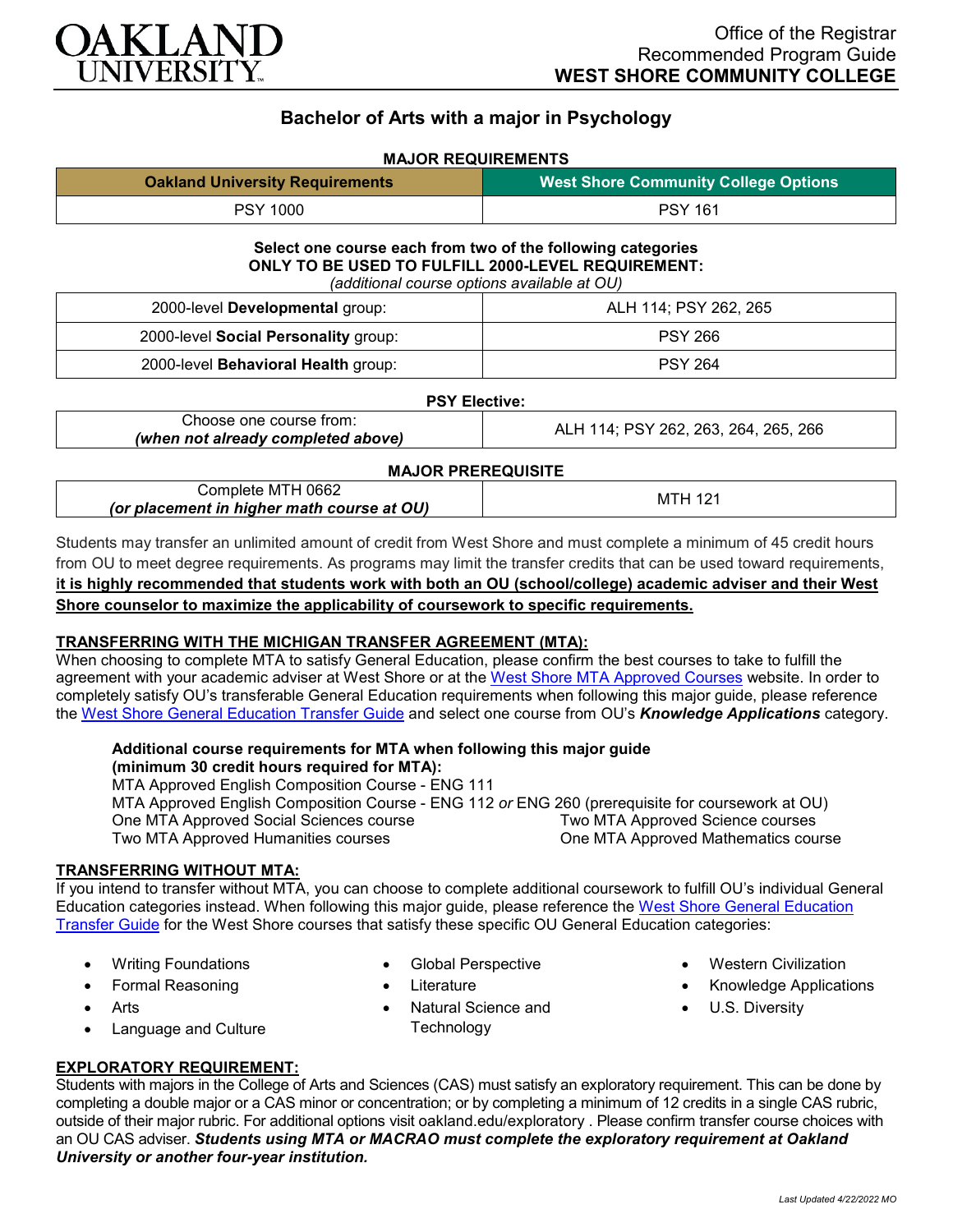OAKLAND UNIVERSITY

Office of the Registrar
Recommended Program Guide
**WEST SHORE COMMUNITY COLLEGE**

# Bachelor of Arts with a major in Psychology

## MAJOR REQUIREMENTS

| Oakland University Requirements | West Shore Community College Options |
|---|---|
| PSY 1000 | PSY 161 |

**Select one course each from two of the following categories**
**ONLY TO BE USED TO FULFILL 2000-LEVEL REQUIREMENT:**
*(additional course options available at OU)*

| | |
|---|---|
| 2000-level **Developmental** group: | ALH 114; PSY 262, 265 |
| 2000-level **Social Personality** group: | PSY 266 |
| 2000-level **Behavioral Health** group: | PSY 264 |

**PSY Elective:**

| | |
|---|---|
| Choose one course from: ***(when not already completed above)*** | ALH 114; PSY 262, 263, 264, 265, 266 |

**MAJOR PREREQUISITE**

| | |
|---|---|
| Complete MTH 0662 ***(or placement in higher math course at OU)*** | MTH 121 |

Students may transfer an unlimited amount of credit from West Shore and must complete a minimum of 45 credit hours from OU to meet degree requirements. As programs may limit the transfer credits that can be used toward requirements, **it is highly recommended that students work with both an OU (school/college) academic adviser and their West Shore counselor to maximize the applicability of coursework to specific requirements.**

## TRANSFERRING WITH THE MICHIGAN TRANSFER AGREEMENT (MTA):

When choosing to complete MTA to satisfy General Education, please confirm the best courses to take to fulfill the agreement with your academic adviser at West Shore or at the West Shore MTA Approved Courses website. In order to completely satisfy OU's transferable General Education requirements when following this major guide, please reference the West Shore General Education Transfer Guide and select one course from OU's ***Knowledge Applications*** category.

**Additional course requirements for MTA when following this major guide (minimum 30 credit hours required for MTA):**

MTA Approved English Composition Course - ENG 111
MTA Approved English Composition Course - ENG 112 *or* ENG 260 (prerequisite for coursework at OU)
One MTA Approved Social Sciences course
Two MTA Approved Humanities courses
Two MTA Approved Science courses
One MTA Approved Mathematics course

## TRANSFERRING WITHOUT MTA:

If you intend to transfer without MTA, you can choose to complete additional coursework to fulfill OU's individual General Education categories instead. When following this major guide, please reference the West Shore General Education Transfer Guide for the West Shore courses that satisfy these specific OU General Education categories:

- Writing Foundations
- Formal Reasoning
- Arts
- Language and Culture
- Global Perspective
- Literature
- Natural Science and Technology
- Western Civilization
- Knowledge Applications
- U.S. Diversity

## EXPLORATORY REQUIREMENT:

Students with majors in the College of Arts and Sciences (CAS) must satisfy an exploratory requirement. This can be done by completing a double major or a CAS minor or concentration; or by completing a minimum of 12 credits in a single CAS rubric, outside of their major rubric. For additional options visit oakland.edu/exploratory . Please confirm transfer course choices with an OU CAS adviser. ***Students using MTA or MACRAO must complete the exploratory requirement at Oakland University or another four-year institution.***

*Last Updated 4/22/2022 MO*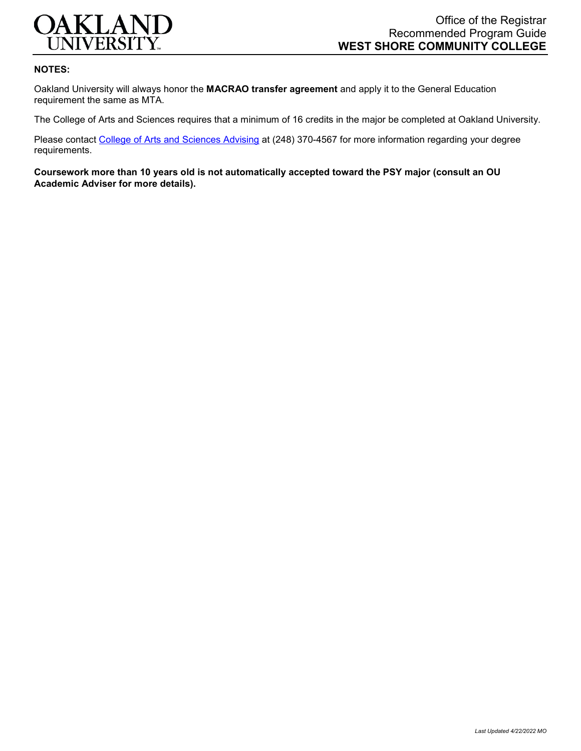**NOTES:**

Oakland University will always honor the **MACRAO transfer agreement** and apply it to the General Education requirement the same as MTA.

The College of Arts and Sciences requires that a minimum of 16 credits in the major be completed at Oakland University.

Please contact College of Arts and Sciences Advising at (248) 370-4567 for more information regarding your degree requirements.

**Coursework more than 10 years old is not automatically accepted toward the PSY major (consult an OU Academic Adviser for more details).**

*Last Updated 4/22/2022 MO*